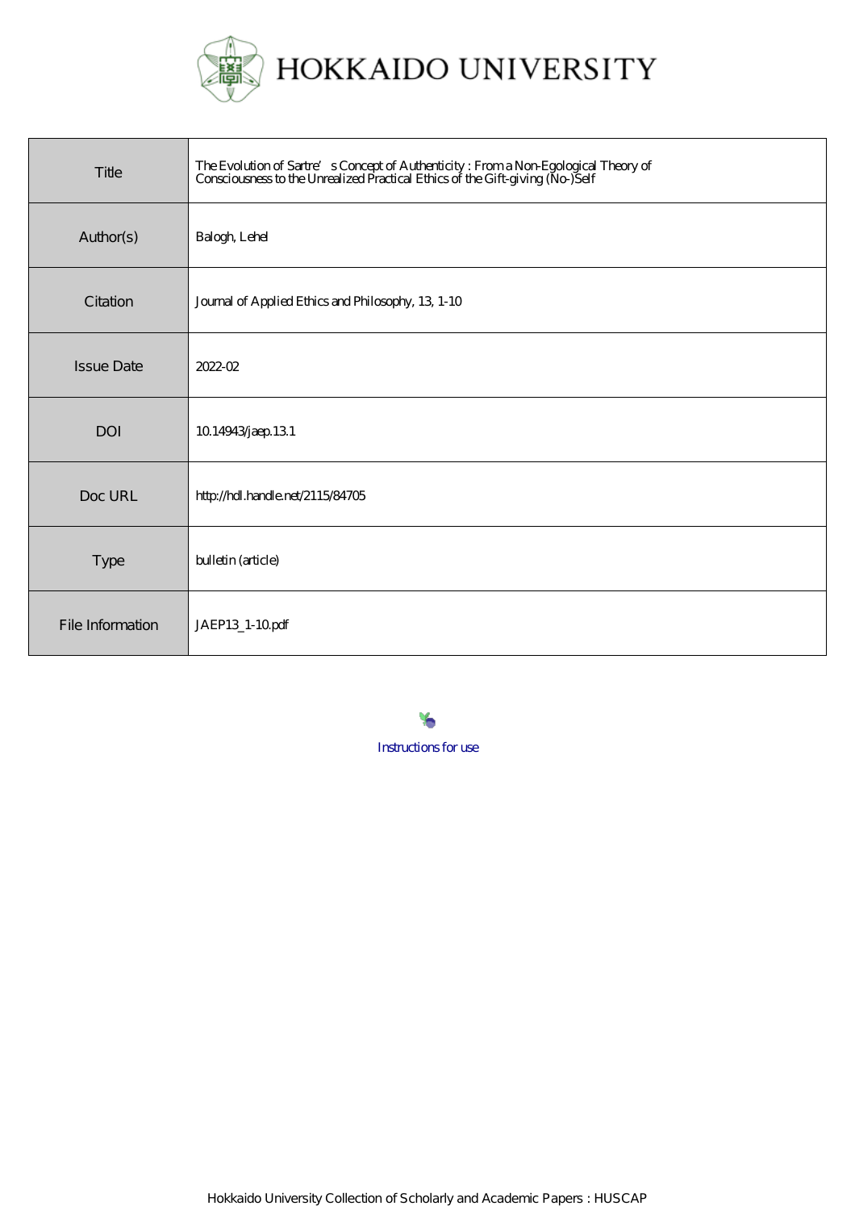HOKKAIDO UNIVERSITY

| Title | The Evolution of Sartre's Concept of Authenticity : From a Non-Egological Theory of Consciousness to the Unrealized Practical Ethics of the Gift-giving (No-)Self |
|---|---|
| Author(s) | Balogh, Lehel |
| Citation | Journal of Applied Ethics and Philosophy, 13, 1-10 |
| Issue Date | 2022-02 |
| DOI | 10.14943/jaep.13.1 |
| Doc URL | http://hdl.handle.net/2115/84705 |
| Type | bulletin (article) |
| File Information | JAEP13_1-10.pdf |

Instructions for use

Hokkaido University Collection of Scholarly and Academic Papers : HUSCAP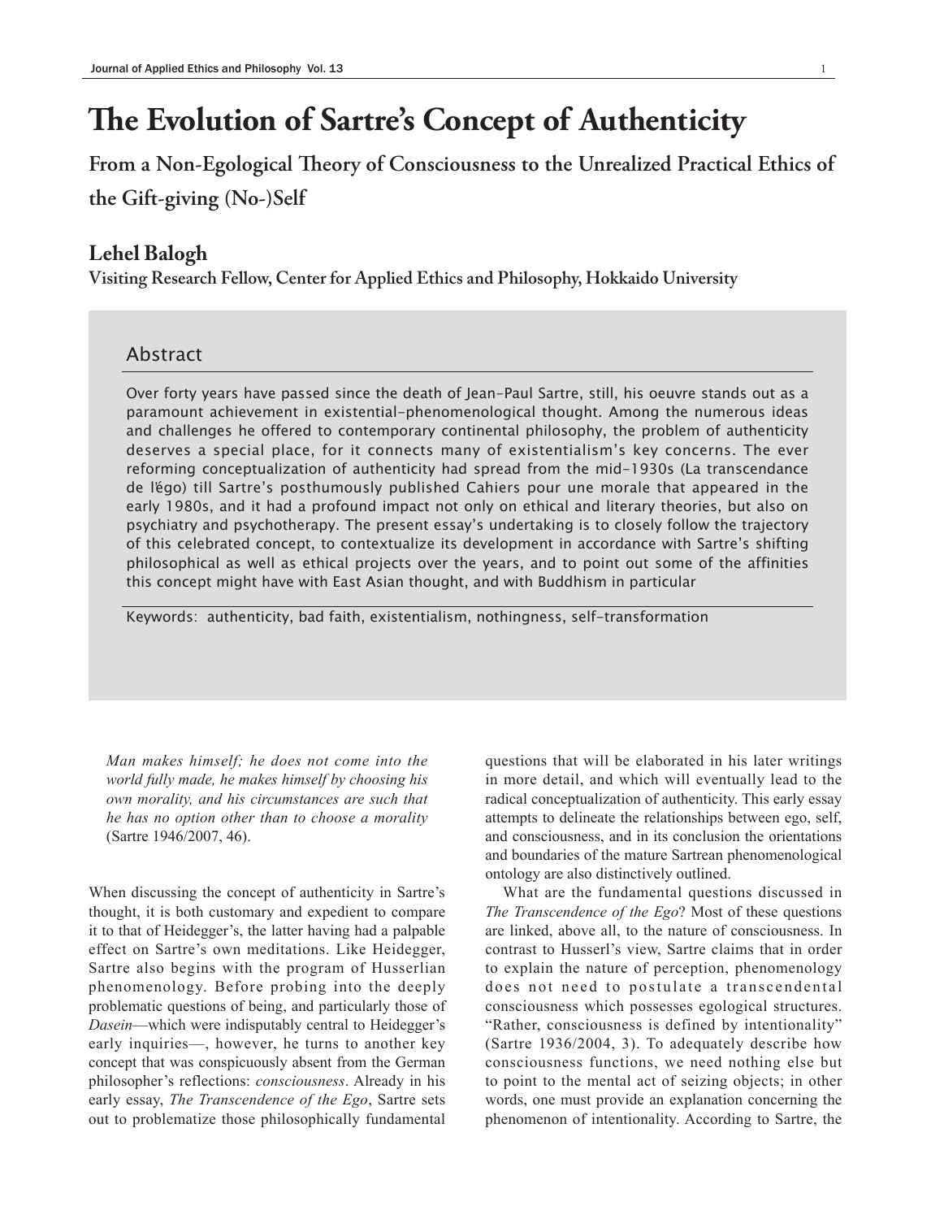# The Evolution of Sartre's Concept of Authenticity

## From a Non-Egological Theory of Consciousness to the Unrealized Practical Ethics of the Gift-giving (No-)Self

### Lehel Balogh

**Visiting Research Fellow, Center for Applied Ethics and Philosophy, Hokkaido University**

#### Abstract

Over forty years have passed since the death of Jean-Paul Sartre, still, his oeuvre stands out as a paramount achievement in existential-phenomenological thought. Among the numerous ideas and challenges he offered to contemporary continental philosophy, the problem of authenticity deserves a special place, for it connects many of existentialism's key concerns. The ever reforming conceptualization of authenticity had spread from the mid-1930s (La transcendance de l'égo) till Sartre's posthumously published Cahiers pour une morale that appeared in the early 1980s, and it had a profound impact not only on ethical and literary theories, but also on psychiatry and psychotherapy. The present essay's undertaking is to closely follow the trajectory of this celebrated concept, to contextualize its development in accordance with Sartre's shifting philosophical as well as ethical projects over the years, and to point out some of the affinities this concept might have with East Asian thought, and with Buddhism in particular

Keywords: authenticity, bad faith, existentialism, nothingness, self-transformation

> *Man makes himself; he does not come into the world fully made, he makes himself by choosing his own morality, and his circumstances are such that he has no option other than to choose a morality* (Sartre 1946/2007, 46).

When discussing the concept of authenticity in Sartre's thought, it is both customary and expedient to compare it to that of Heidegger's, the latter having had a palpable effect on Sartre's own meditations. Like Heidegger, Sartre also begins with the program of Husserlian phenomenology. Before probing into the deeply problematic questions of being, and particularly those of *Dasein*—which were indisputably central to Heidegger's early inquiries—, however, he turns to another key concept that was conspicuously absent from the German philosopher's reflections: *consciousness*. Already in his early essay, *The Transcendence of the Ego*, Sartre sets out to problematize those philosophically fundamental questions that will be elaborated in his later writings in more detail, and which will eventually lead to the radical conceptualization of authenticity. This early essay attempts to delineate the relationships between ego, self, and consciousness, and in its conclusion the orientations and boundaries of the mature Sartrean phenomenological ontology are also distinctively outlined.

What are the fundamental questions discussed in *The Transcendence of the Ego*? Most of these questions are linked, above all, to the nature of consciousness. In contrast to Husserl's view, Sartre claims that in order to explain the nature of perception, phenomenology does not need to postulate a transcendental consciousness which possesses egological structures. "Rather, consciousness is defined by intentionality" (Sartre 1936/2004, 3). To adequately describe how consciousness functions, we need nothing else but to point to the mental act of seizing objects; in other words, one must provide an explanation concerning the phenomenon of intentionality. According to Sartre, the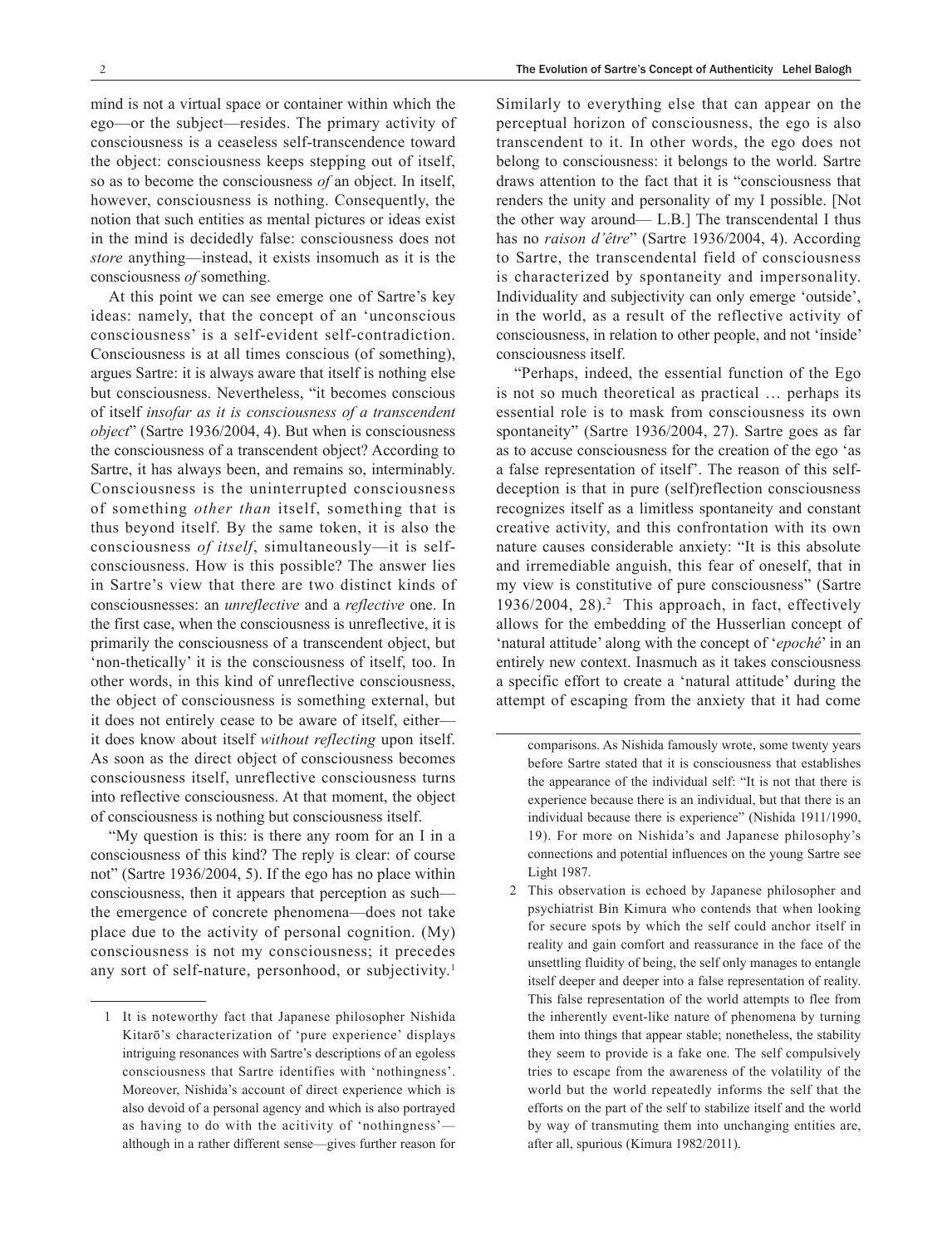mind is not a virtual space or container within which the ego—or the subject—resides. The primary activity of consciousness is a ceaseless self-transcendence toward the object: consciousness keeps stepping out of itself, so as to become the consciousness *of* an object. In itself, however, consciousness is nothing. Consequently, the notion that such entities as mental pictures or ideas exist in the mind is decidedly false: consciousness does not *store* anything—instead, it exists insomuch as it is the consciousness *of* something.

At this point we can see emerge one of Sartre's key ideas: namely, that the concept of an 'unconscious consciousness' is a self-evident self-contradiction. Consciousness is at all times conscious (of something), argues Sartre: it is always aware that itself is nothing else but consciousness. Nevertheless, "it becomes conscious of itself *insofar as it is consciousness of a transcendent object*" (Sartre 1936/2004, 4). But when is consciousness the consciousness of a transcendent object? According to Sartre, it has always been, and remains so, interminably. Consciousness is the uninterrupted consciousness of something *other than* itself, something that is thus beyond itself. By the same token, it is also the consciousness *of itself*, simultaneously—it is self-consciousness. How is this possible? The answer lies in Sartre's view that there are two distinct kinds of consciousnesses: an *unreflective* and a *reflective* one. In the first case, when the consciousness is unreflective, it is primarily the consciousness of a transcendent object, but 'non-thetically' it is the consciousness of itself, too. In other words, in this kind of unreflective consciousness, the object of consciousness is something external, but it does not entirely cease to be aware of itself, either—it does know about itself *without reflecting* upon itself. As soon as the direct object of consciousness becomes consciousness itself, unreflective consciousness turns into reflective consciousness. At that moment, the object of consciousness is nothing but consciousness itself.

"My question is this: is there any room for an I in a consciousness of this kind? The reply is clear: of course not" (Sartre 1936/2004, 5). If the ego has no place within consciousness, then it appears that perception as such—the emergence of concrete phenomena—does not take place due to the activity of personal cognition. (My) consciousness is not my consciousness; it precedes any sort of self-nature, personhood, or subjectivity.[1] Similarly to everything else that can appear on the perceptual horizon of consciousness, the ego is also transcendent to it. In other words, the ego does not belong to consciousness: it belongs to the world. Sartre draws attention to the fact that it is "consciousness that renders the unity and personality of my I possible. [Not the other way around— L.B.] The transcendental I thus has no *raison d'être*" (Sartre 1936/2004, 4). According to Sartre, the transcendental field of consciousness is characterized by spontaneity and impersonality. Individuality and subjectivity can only emerge 'outside', in the world, as a result of the reflective activity of consciousness, in relation to other people, and not 'inside' consciousness itself.

"Perhaps, indeed, the essential function of the Ego is not so much theoretical as practical … perhaps its essential role is to mask from consciousness its own spontaneity" (Sartre 1936/2004, 27). Sartre goes as far as to accuse consciousness for the creation of the ego 'as a false representation of itself'. The reason of this self-deception is that in pure (self)reflection consciousness recognizes itself as a limitless spontaneity and constant creative activity, and this confrontation with its own nature causes considerable anxiety: "It is this absolute and irremediable anguish, this fear of oneself, that in my view is constitutive of pure consciousness" (Sartre 1936/2004, 28).[2] This approach, in fact, effectively allows for the embedding of the Husserlian concept of 'natural attitude' along with the concept of '*epoché*' in an entirely new context. Inasmuch as it takes consciousness a specific effort to create a 'natural attitude' during the attempt of escaping from the anxiety that it had come

1 It is noteworthy fact that Japanese philosopher Nishida Kitarō's characterization of 'pure experience' displays intriguing resonances with Sartre's descriptions of an egoless consciousness that Sartre identifies with 'nothingness'. Moreover, Nishida's account of direct experience which is also devoid of a personal agency and which is also portrayed as having to do with the acitivity of 'nothingness'—although in a rather different sense—gives further reason for comparisons. As Nishida famously wrote, some twenty years before Sartre stated that it is consciousness that establishes the appearance of the individual self: "It is not that there is experience because there is an individual, but that there is an individual because there is experience" (Nishida 1911/1990, 19). For more on Nishida's and Japanese philosophy's connections and potential influences on the young Sartre see Light 1987.

2 This observation is echoed by Japanese philosopher and psychiatrist Bin Kimura who contends that when looking for secure spots by which the self could anchor itself in reality and gain comfort and reassurance in the face of the unsettling fluidity of being, the self only manages to entangle itself deeper and deeper into a false representation of reality. This false representation of the world attempts to flee from the inherently event-like nature of phenomena by turning them into things that appear stable; nonetheless, the stability they seem to provide is a fake one. The self compulsively tries to escape from the awareness of the volatility of the world but the world repeatedly informs the self that the efforts on the part of the self to stabilize itself and the world by way of transmuting them into unchanging entities are, after all, spurious (Kimura 1982/2011).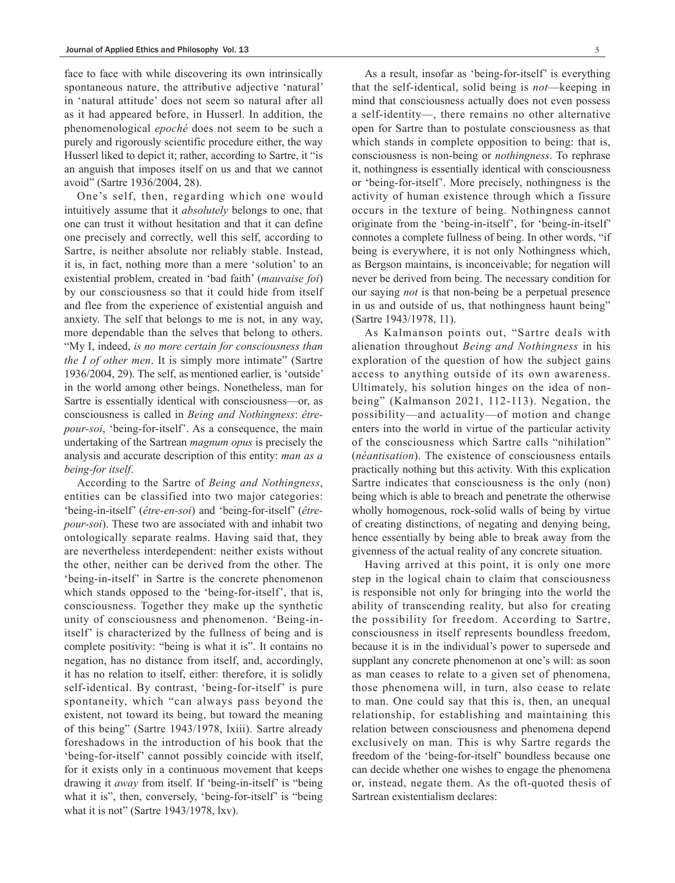face to face with while discovering its own intrinsically spontaneous nature, the attributive adjective 'natural' in 'natural attitude' does not seem so natural after all as it had appeared before, in Husserl. In addition, the phenomenological *epoché* does not seem to be such a purely and rigorously scientific procedure either, the way Husserl liked to depict it; rather, according to Sartre, it "is an anguish that imposes itself on us and that we cannot avoid" (Sartre 1936/2004, 28).

One's self, then, regarding which one would intuitively assume that it *absolutely* belongs to one, that one can trust it without hesitation and that it can define one precisely and correctly, well this self, according to Sartre, is neither absolute nor reliably stable. Instead, it is, in fact, nothing more than a mere 'solution' to an existential problem, created in 'bad faith' (*mauvaise foi*) by our consciousness so that it could hide from itself and flee from the experience of existential anguish and anxiety. The self that belongs to me is not, in any way, more dependable than the selves that belong to others. "My I, indeed, *is no more certain for consciousness than the I of other men*. It is simply more intimate" (Sartre 1936/2004, 29). The self, as mentioned earlier, is 'outside' in the world among other beings. Nonetheless, man for Sartre is essentially identical with consciousness—or, as consciousness is called in *Being and Nothingness*: *être-pour-soi*, 'being-for-itself'. As a consequence, the main undertaking of the Sartrean *magnum opus* is precisely the analysis and accurate description of this entity: *man as a being-for itself*.

According to the Sartre of *Being and Nothingness*, entities can be classified into two major categories: 'being-in-itself' (*être-en-soi*) and 'being-for-itself' (*être-pour-soi*). These two are associated with and inhabit two ontologically separate realms. Having said that, they are nevertheless interdependent: neither exists without the other, neither can be derived from the other. The 'being-in-itself' in Sartre is the concrete phenomenon which stands opposed to the 'being-for-itself', that is, consciousness. Together they make up the synthetic unity of consciousness and phenomenon. 'Being-in-itself' is characterized by the fullness of being and is complete positivity: "being is what it is". It contains no negation, has no distance from itself, and, accordingly, it has no relation to itself, either: therefore, it is solidly self-identical. By contrast, 'being-for-itself' is pure spontaneity, which "can always pass beyond the existent, not toward its being, but toward the meaning of this being" (Sartre 1943/1978, lxiii). Sartre already foreshadows in the introduction of his book that the 'being-for-itself' cannot possibly coincide with itself, for it exists only in a continuous movement that keeps drawing it *away* from itself. If 'being-in-itself' is "being what it is", then, conversely, 'being-for-itself' is "being what it is not" (Sartre 1943/1978, lxv).

As a result, insofar as 'being-for-itself' is everything that the self-identical, solid being is *not*—keeping in mind that consciousness actually does not even possess a self-identity—, there remains no other alternative open for Sartre than to postulate consciousness as that which stands in complete opposition to being: that is, consciousness is non-being or *nothingness*. To rephrase it, nothingness is essentially identical with consciousness or 'being-for-itself'. More precisely, nothingness is the activity of human existence through which a fissure occurs in the texture of being. Nothingness cannot originate from the 'being-in-itself', for 'being-in-itself' connotes a complete fullness of being. In other words, "if being is everywhere, it is not only Nothingness which, as Bergson maintains, is inconceivable; for negation will never be derived from being. The necessary condition for our saying *not* is that non-being be a perpetual presence in us and outside of us, that nothingness haunt being" (Sartre 1943/1978, 11).

As Kalmanson points out, "Sartre deals with alienation throughout *Being and Nothingness* in his exploration of the question of how the subject gains access to anything outside of its own awareness. Ultimately, his solution hinges on the idea of non-being" (Kalmanson 2021, 112-113). Negation, the possibility—and actuality—of motion and change enters into the world in virtue of the particular activity of the consciousness which Sartre calls "nihilation" (*néantisation*). The existence of consciousness entails practically nothing but this activity. With this explication Sartre indicates that consciousness is the only (non) being which is able to breach and penetrate the otherwise wholly homogenous, rock-solid walls of being by virtue of creating distinctions, of negating and denying being, hence essentially by being able to break away from the givenness of the actual reality of any concrete situation.

Having arrived at this point, it is only one more step in the logical chain to claim that consciousness is responsible not only for bringing into the world the ability of transcending reality, but also for creating the possibility for freedom. According to Sartre, consciousness in itself represents boundless freedom, because it is in the individual's power to supersede and supplant any concrete phenomenon at one's will: as soon as man ceases to relate to a given set of phenomena, those phenomena will, in turn, also cease to relate to man. One could say that this is, then, an unequal relationship, for establishing and maintaining this relation between consciousness and phenomena depend exclusively on man. This is why Sartre regards the freedom of the 'being-for-itself' boundless because one can decide whether one wishes to engage the phenomena or, instead, negate them. As the oft-quoted thesis of Sartrean existentialism declares: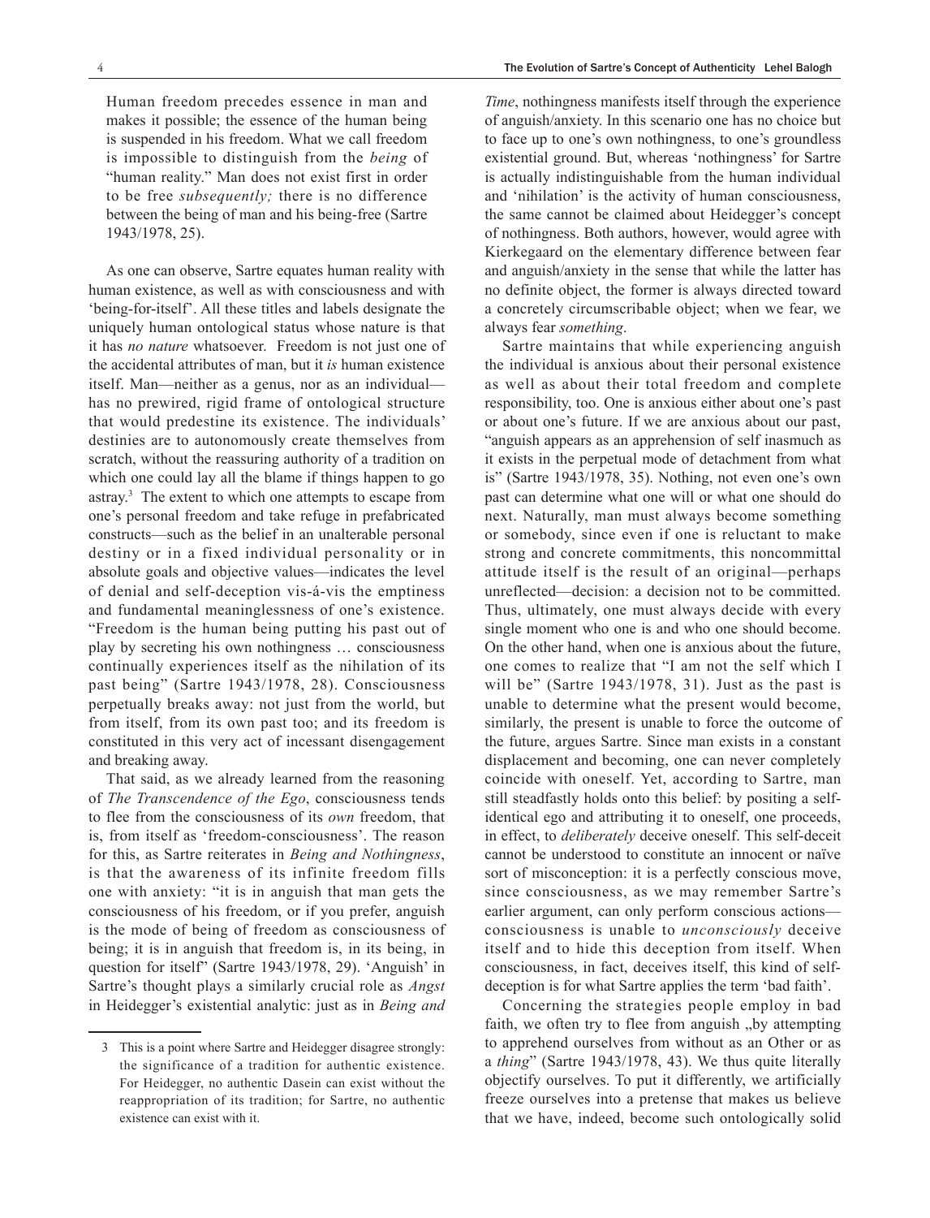Human freedom precedes essence in man and makes it possible; the essence of the human being is suspended in his freedom. What we call freedom is impossible to distinguish from the *being* of "human reality." Man does not exist first in order to be free *subsequently;* there is no difference between the being of man and his being-free (Sartre 1943/1978, 25).

As one can observe, Sartre equates human reality with human existence, as well as with consciousness and with 'being-for-itself'. All these titles and labels designate the uniquely human ontological status whose nature is that it has *no nature* whatsoever. Freedom is not just one of the accidental attributes of man, but it *is* human existence itself. Man—neither as a genus, nor as an individual—has no prewired, rigid frame of ontological structure that would predestine its existence. The individuals' destinies are to autonomously create themselves from scratch, without the reassuring authority of a tradition on which one could lay all the blame if things happen to go astray.[3] The extent to which one attempts to escape from one's personal freedom and take refuge in prefabricated constructs—such as the belief in an unalterable personal destiny or in a fixed individual personality or in absolute goals and objective values—indicates the level of denial and self-deception vis-á-vis the emptiness and fundamental meaninglessness of one's existence. "Freedom is the human being putting his past out of play by secreting his own nothingness … consciousness continually experiences itself as the nihilation of its past being" (Sartre 1943/1978, 28). Consciousness perpetually breaks away: not just from the world, but from itself, from its own past too; and its freedom is constituted in this very act of incessant disengagement and breaking away.

That said, as we already learned from the reasoning of *The Transcendence of the Ego*, consciousness tends to flee from the consciousness of its *own* freedom, that is, from itself as 'freedom-consciousness'. The reason for this, as Sartre reiterates in *Being and Nothingness*, is that the awareness of its infinite freedom fills one with anxiety: "it is in anguish that man gets the consciousness of his freedom, or if you prefer, anguish is the mode of being of freedom as consciousness of being; it is in anguish that freedom is, in its being, in question for itself" (Sartre 1943/1978, 29). 'Anguish' in Sartre's thought plays a similarly crucial role as *Angst* in Heidegger's existential analytic: just as in *Being and Time*, nothingness manifests itself through the experience of anguish/anxiety. In this scenario one has no choice but to face up to one's own nothingness, to one's groundless existential ground. But, whereas 'nothingness' for Sartre is actually indistinguishable from the human individual and 'nihilation' is the activity of human consciousness, the same cannot be claimed about Heidegger's concept of nothingness. Both authors, however, would agree with Kierkegaard on the elementary difference between fear and anguish/anxiety in the sense that while the latter has no definite object, the former is always directed toward a concretely circumscribable object; when we fear, we always fear *something*.

Sartre maintains that while experiencing anguish the individual is anxious about their personal existence as well as about their total freedom and complete responsibility, too. One is anxious either about one's past or about one's future. If we are anxious about our past, "anguish appears as an apprehension of self inasmuch as it exists in the perpetual mode of detachment from what is" (Sartre 1943/1978, 35). Nothing, not even one's own past can determine what one will or what one should do next. Naturally, man must always become something or somebody, since even if one is reluctant to make strong and concrete commitments, this noncommittal attitude itself is the result of an original—perhaps unreflected—decision: a decision not to be committed. Thus, ultimately, one must always decide with every single moment who one is and who one should become. On the other hand, when one is anxious about the future, one comes to realize that "I am not the self which I will be" (Sartre 1943/1978, 31). Just as the past is unable to determine what the present would become, similarly, the present is unable to force the outcome of the future, argues Sartre. Since man exists in a constant displacement and becoming, one can never completely coincide with oneself. Yet, according to Sartre, man still steadfastly holds onto this belief: by positing a self-identical ego and attributing it to oneself, one proceeds, in effect, to *deliberately* deceive oneself. This self-deceit cannot be understood to constitute an innocent or naïve sort of misconception: it is a perfectly conscious move, since consciousness, as we may remember Sartre's earlier argument, can only perform conscious actions—consciousness is unable to *unconsciously* deceive itself and to hide this deception from itself. When consciousness, in fact, deceives itself, this kind of self-deception is for what Sartre applies the term 'bad faith'.

Concerning the strategies people employ in bad faith, we often try to flee from anguish „by attempting to apprehend ourselves from without as an Other or as a *thing*" (Sartre 1943/1978, 43). We thus quite literally objectify ourselves. To put it differently, we artificially freeze ourselves into a pretense that makes us believe that we have, indeed, become such ontologically solid

---

3 This is a point where Sartre and Heidegger disagree strongly: the significance of a tradition for authentic existence. For Heidegger, no authentic Dasein can exist without the reappropriation of its tradition; for Sartre, no authentic existence can exist with it.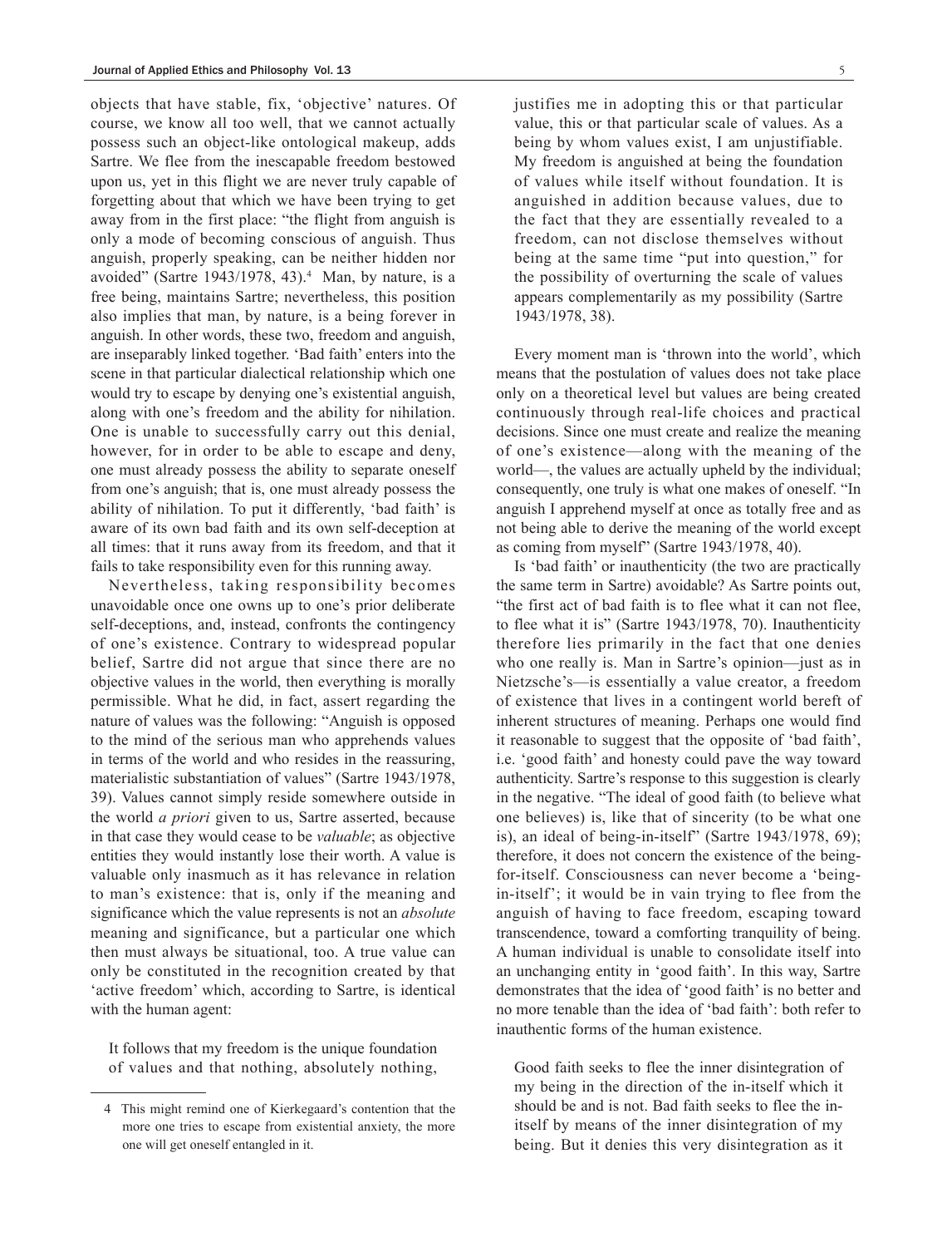objects that have stable, fix, 'objective' natures. Of course, we know all too well, that we cannot actually possess such an object-like ontological makeup, adds Sartre. We flee from the inescapable freedom bestowed upon us, yet in this flight we are never truly capable of forgetting about that which we have been trying to get away from in the first place: "the flight from anguish is only a mode of becoming conscious of anguish. Thus anguish, properly speaking, can be neither hidden nor avoided" (Sartre 1943/1978, 43).[4] Man, by nature, is a free being, maintains Sartre; nevertheless, this position also implies that man, by nature, is a being forever in anguish. In other words, these two, freedom and anguish, are inseparably linked together. 'Bad faith' enters into the scene in that particular dialectical relationship which one would try to escape by denying one's existential anguish, along with one's freedom and the ability for nihilation. One is unable to successfully carry out this denial, however, for in order to be able to escape and deny, one must already possess the ability to separate oneself from one's anguish; that is, one must already possess the ability of nihilation. To put it differently, 'bad faith' is aware of its own bad faith and its own self-deception at all times: that it runs away from its freedom, and that it fails to take responsibility even for this running away.

Nevertheless, taking responsibility becomes unavoidable once one owns up to one's prior deliberate self-deceptions, and, instead, confronts the contingency of one's existence. Contrary to widespread popular belief, Sartre did not argue that since there are no objective values in the world, then everything is morally permissible. What he did, in fact, assert regarding the nature of values was the following: "Anguish is opposed to the mind of the serious man who apprehends values in terms of the world and who resides in the reassuring, materialistic substantiation of values" (Sartre 1943/1978, 39). Values cannot simply reside somewhere outside in the world *a priori* given to us, Sartre asserted, because in that case they would cease to be *valuable*; as objective entities they would instantly lose their worth. A value is valuable only inasmuch as it has relevance in relation to man's existence: that is, only if the meaning and significance which the value represents is not an *absolute* meaning and significance, but a particular one which then must always be situational, too. A true value can only be constituted in the recognition created by that 'active freedom' which, according to Sartre, is identical with the human agent:

> It follows that my freedom is the unique foundation of values and that nothing, absolutely nothing, justifies me in adopting this or that particular value, this or that particular scale of values. As a being by whom values exist, I am unjustifiable. My freedom is anguished at being the foundation of values while itself without foundation. It is anguished in addition because values, due to the fact that they are essentially revealed to a freedom, can not disclose themselves without being at the same time "put into question," for the possibility of overturning the scale of values appears complementarily as my possibility (Sartre 1943/1978, 38).

Every moment man is 'thrown into the world', which means that the postulation of values does not take place only on a theoretical level but values are being created continuously through real-life choices and practical decisions. Since one must create and realize the meaning of one's existence—along with the meaning of the world—, the values are actually upheld by the individual; consequently, one truly is what one makes of oneself. "In anguish I apprehend myself at once as totally free and as not being able to derive the meaning of the world except as coming from myself" (Sartre 1943/1978, 40).

Is 'bad faith' or inauthenticity (the two are practically the same term in Sartre) avoidable? As Sartre points out, "the first act of bad faith is to flee what it can not flee, to flee what it is" (Sartre 1943/1978, 70). Inauthenticity therefore lies primarily in the fact that one denies who one really is. Man in Sartre's opinion—just as in Nietzsche's—is essentially a value creator, a freedom of existence that lives in a contingent world bereft of inherent structures of meaning. Perhaps one would find it reasonable to suggest that the opposite of 'bad faith', i.e. 'good faith' and honesty could pave the way toward authenticity. Sartre's response to this suggestion is clearly in the negative. "The ideal of good faith (to believe what one believes) is, like that of sincerity (to be what one is), an ideal of being-in-itself" (Sartre 1943/1978, 69); therefore, it does not concern the existence of the being-for-itself. Consciousness can never become a 'being-in-itself'; it would be in vain trying to flee from the anguish of having to face freedom, escaping toward transcendence, toward a comforting tranquility of being. A human individual is unable to consolidate itself into an unchanging entity in 'good faith'. In this way, Sartre demonstrates that the idea of 'good faith' is no better and no more tenable than the idea of 'bad faith': both refer to inauthentic forms of the human existence.

> Good faith seeks to flee the inner disintegration of my being in the direction of the in-itself which it should be and is not. Bad faith seeks to flee the in-itself by means of the inner disintegration of my being. But it denies this very disintegration as it

---

4 This might remind one of Kierkegaard's contention that the more one tries to escape from existential anxiety, the more one will get oneself entangled in it.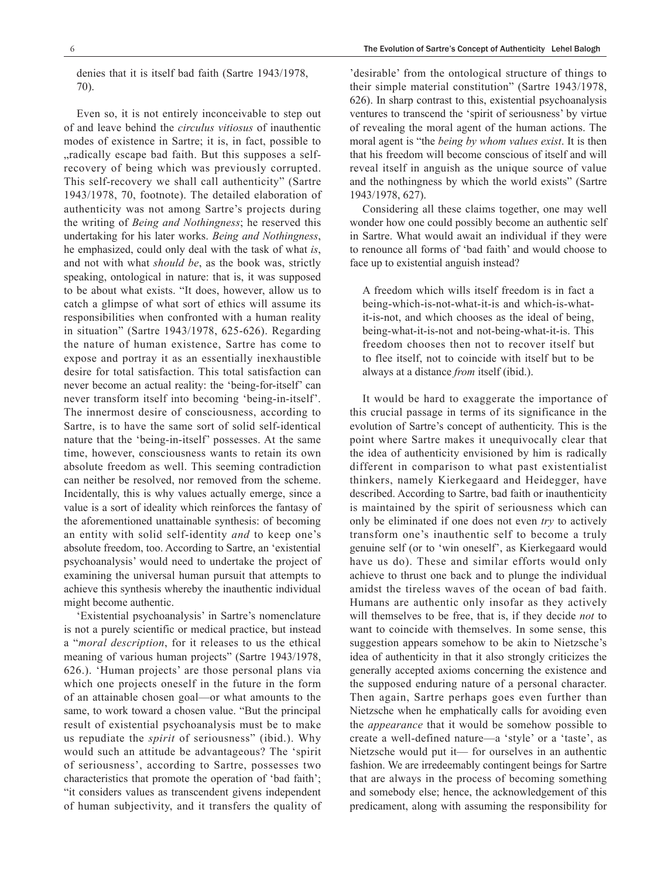denies that it is itself bad faith (Sartre 1943/1978, 70).

Even so, it is not entirely inconceivable to step out of and leave behind the *circulus vitiosus* of inauthentic modes of existence in Sartre; it is, in fact, possible to „radically escape bad faith. But this supposes a self-recovery of being which was previously corrupted. This self-recovery we shall call authenticity" (Sartre 1943/1978, 70, footnote). The detailed elaboration of authenticity was not among Sartre's projects during the writing of *Being and Nothingness*; he reserved this undertaking for his later works. *Being and Nothingness*, he emphasized, could only deal with the task of what *is*, and not with what *should be*, as the book was, strictly speaking, ontological in nature: that is, it was supposed to be about what exists. "It does, however, allow us to catch a glimpse of what sort of ethics will assume its responsibilities when confronted with a human reality in situation" (Sartre 1943/1978, 625-626). Regarding the nature of human existence, Sartre has come to expose and portray it as an essentially inexhaustible desire for total satisfaction. This total satisfaction can never become an actual reality: the 'being-for-itself' can never transform itself into becoming 'being-in-itself'. The innermost desire of consciousness, according to Sartre, is to have the same sort of solid self-identical nature that the 'being-in-itself' possesses. At the same time, however, consciousness wants to retain its own absolute freedom as well. This seeming contradiction can neither be resolved, nor removed from the scheme. Incidentally, this is why values actually emerge, since a value is a sort of ideality which reinforces the fantasy of the aforementioned unattainable synthesis: of becoming an entity with solid self-identity *and* to keep one's absolute freedom, too. According to Sartre, an 'existential psychoanalysis' would need to undertake the project of examining the universal human pursuit that attempts to achieve this synthesis whereby the inauthentic individual might become authentic.

'Existential psychoanalysis' in Sartre's nomenclature is not a purely scientific or medical practice, but instead a "*moral description*, for it releases to us the ethical meaning of various human projects" (Sartre 1943/1978, 626.). 'Human projects' are those personal plans via which one projects oneself in the future in the form of an attainable chosen goal—or what amounts to the same, to work toward a chosen value. "But the principal result of existential psychoanalysis must be to make us repudiate the *spirit* of seriousness" (ibid.). Why would such an attitude be advantageous? The 'spirit of seriousness', according to Sartre, possesses two characteristics that promote the operation of 'bad faith'; "it considers values as transcendent givens independent of human subjectivity, and it transfers the quality of 'desirable' from the ontological structure of things to their simple material constitution" (Sartre 1943/1978, 626). In sharp contrast to this, existential psychoanalysis ventures to transcend the 'spirit of seriousness' by virtue of revealing the moral agent of the human actions. The moral agent is "the *being by whom values exist*. It is then that his freedom will become conscious of itself and will reveal itself in anguish as the unique source of value and the nothingness by which the world exists" (Sartre 1943/1978, 627).

Considering all these claims together, one may well wonder how one could possibly become an authentic self in Sartre. What would await an individual if they were to renounce all forms of 'bad faith' and would choose to face up to existential anguish instead?

> A freedom which wills itself freedom is in fact a being-which-is-not-what-it-is and which-is-what-it-is-not, and which chooses as the ideal of being, being-what-it-is-not and not-being-what-it-is. This freedom chooses then not to recover itself but to flee itself, not to coincide with itself but to be always at a distance *from* itself (ibid.).

It would be hard to exaggerate the importance of this crucial passage in terms of its significance in the evolution of Sartre's concept of authenticity. This is the point where Sartre makes it unequivocally clear that the idea of authenticity envisioned by him is radically different in comparison to what past existentialist thinkers, namely Kierkegaard and Heidegger, have described. According to Sartre, bad faith or inauthenticity is maintained by the spirit of seriousness which can only be eliminated if one does not even *try* to actively transform one's inauthentic self to become a truly genuine self (or to 'win oneself', as Kierkegaard would have us do). These and similar efforts would only achieve to thrust one back and to plunge the individual amidst the tireless waves of the ocean of bad faith. Humans are authentic only insofar as they actively will themselves to be free, that is, if they decide *not* to want to coincide with themselves. In some sense, this suggestion appears somehow to be akin to Nietzsche's idea of authenticity in that it also strongly criticizes the generally accepted axioms concerning the existence and the supposed enduring nature of a personal character. Then again, Sartre perhaps goes even further than Nietzsche when he emphatically calls for avoiding even the *appearance* that it would be somehow possible to create a well-defined nature—a 'style' or a 'taste', as Nietzsche would put it— for ourselves in an authentic fashion. We are irredeemably contingent beings for Sartre that are always in the process of becoming something and somebody else; hence, the acknowledgement of this predicament, along with assuming the responsibility for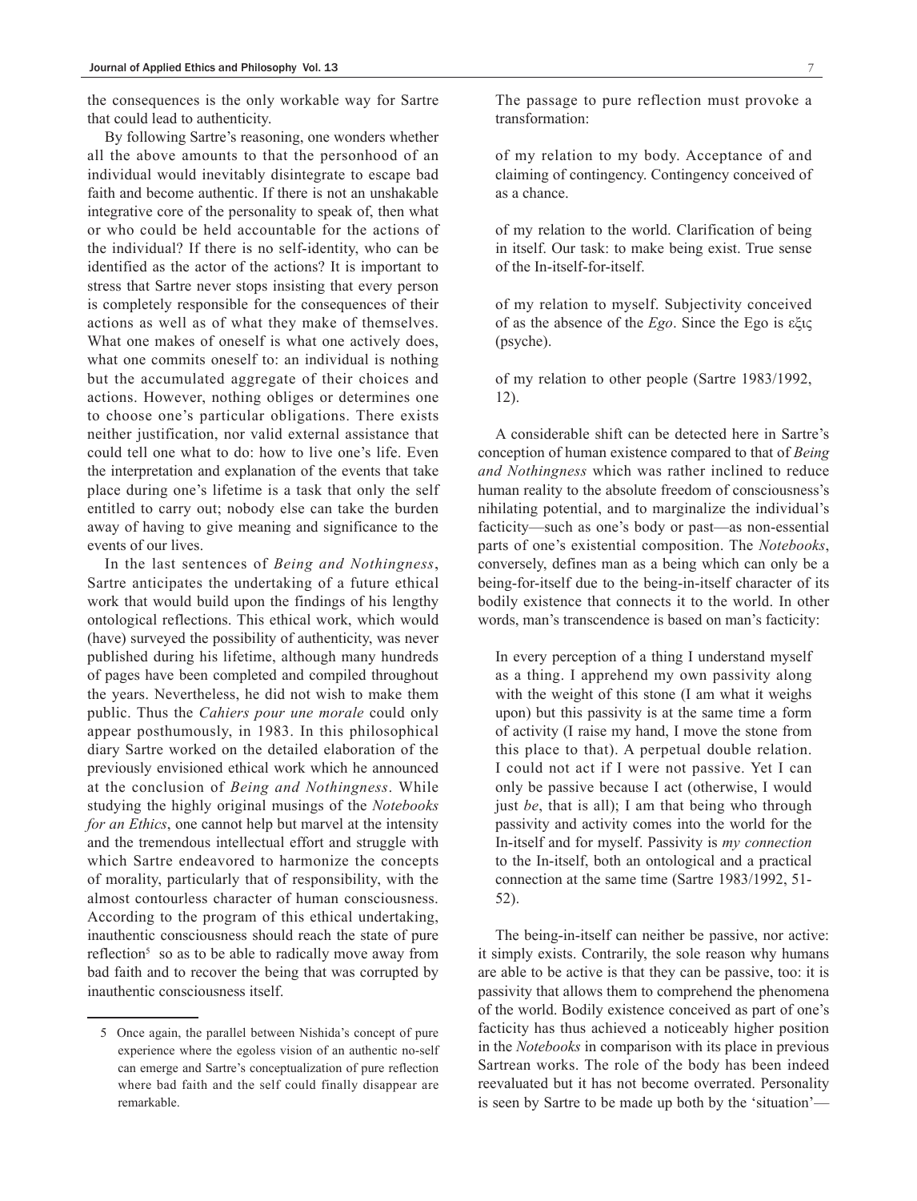the consequences is the only workable way for Sartre that could lead to authenticity.

By following Sartre's reasoning, one wonders whether all the above amounts to that the personhood of an individual would inevitably disintegrate to escape bad faith and become authentic. If there is not an unshakable integrative core of the personality to speak of, then what or who could be held accountable for the actions of the individual? If there is no self-identity, who can be identified as the actor of the actions? It is important to stress that Sartre never stops insisting that every person is completely responsible for the consequences of their actions as well as of what they make of themselves. What one makes of oneself is what one actively does, what one commits oneself to: an individual is nothing but the accumulated aggregate of their choices and actions. However, nothing obliges or determines one to choose one's particular obligations. There exists neither justification, nor valid external assistance that could tell one what to do: how to live one's life. Even the interpretation and explanation of the events that take place during one's lifetime is a task that only the self entitled to carry out; nobody else can take the burden away of having to give meaning and significance to the events of our lives.

In the last sentences of *Being and Nothingness*, Sartre anticipates the undertaking of a future ethical work that would build upon the findings of his lengthy ontological reflections. This ethical work, which would (have) surveyed the possibility of authenticity, was never published during his lifetime, although many hundreds of pages have been completed and compiled throughout the years. Nevertheless, he did not wish to make them public. Thus the *Cahiers pour une morale* could only appear posthumously, in 1983. In this philosophical diary Sartre worked on the detailed elaboration of the previously envisioned ethical work which he announced at the conclusion of *Being and Nothingness*. While studying the highly original musings of the *Notebooks for an Ethics*, one cannot help but marvel at the intensity and the tremendous intellectual effort and struggle with which Sartre endeavored to harmonize the concepts of morality, particularly that of responsibility, with the almost contourless character of human consciousness. According to the program of this ethical undertaking, inauthentic consciousness should reach the state of pure reflection[5] so as to be able to radically move away from bad faith and to recover the being that was corrupted by inauthentic consciousness itself.

> The passage to pure reflection must provoke a transformation:
>
> of my relation to my body. Acceptance of and claiming of contingency. Contingency conceived of as a chance.
>
> of my relation to the world. Clarification of being in itself. Our task: to make being exist. True sense of the In-itself-for-itself.
>
> of my relation to myself. Subjectivity conceived of as the absence of the *Ego*. Since the Ego is εξις (psyche).
>
> of my relation to other people (Sartre 1983/1992, 12).

A considerable shift can be detected here in Sartre's conception of human existence compared to that of *Being and Nothingness* which was rather inclined to reduce human reality to the absolute freedom of consciousness's nihilating potential, and to marginalize the individual's facticity—such as one's body or past—as non-essential parts of one's existential composition. The *Notebooks*, conversely, defines man as a being which can only be a being-for-itself due to the being-in-itself character of its bodily existence that connects it to the world. In other words, man's transcendence is based on man's facticity:

> In every perception of a thing I understand myself as a thing. I apprehend my own passivity along with the weight of this stone (I am what it weighs upon) but this passivity is at the same time a form of activity (I raise my hand, I move the stone from this place to that). A perpetual double relation. I could not act if I were not passive. Yet I can only be passive because I act (otherwise, I would just *be*, that is all); I am that being who through passivity and activity comes into the world for the In-itself and for myself. Passivity is *my connection* to the In-itself, both an ontological and a practical connection at the same time (Sartre 1983/1992, 51-52).

The being-in-itself can neither be passive, nor active: it simply exists. Contrarily, the sole reason why humans are able to be active is that they can be passive, too: it is passivity that allows them to comprehend the phenomena of the world. Bodily existence conceived as part of one's facticity has thus achieved a noticeably higher position in the *Notebooks* in comparison with its place in previous Sartrean works. The role of the body has been indeed reevaluated but it has not become overrated. Personality is seen by Sartre to be made up both by the 'situation'—

---

5 Once again, the parallel between Nishida's concept of pure experience where the egoless vision of an authentic no-self can emerge and Sartre's conceptualization of pure reflection where bad faith and the self could finally disappear are remarkable.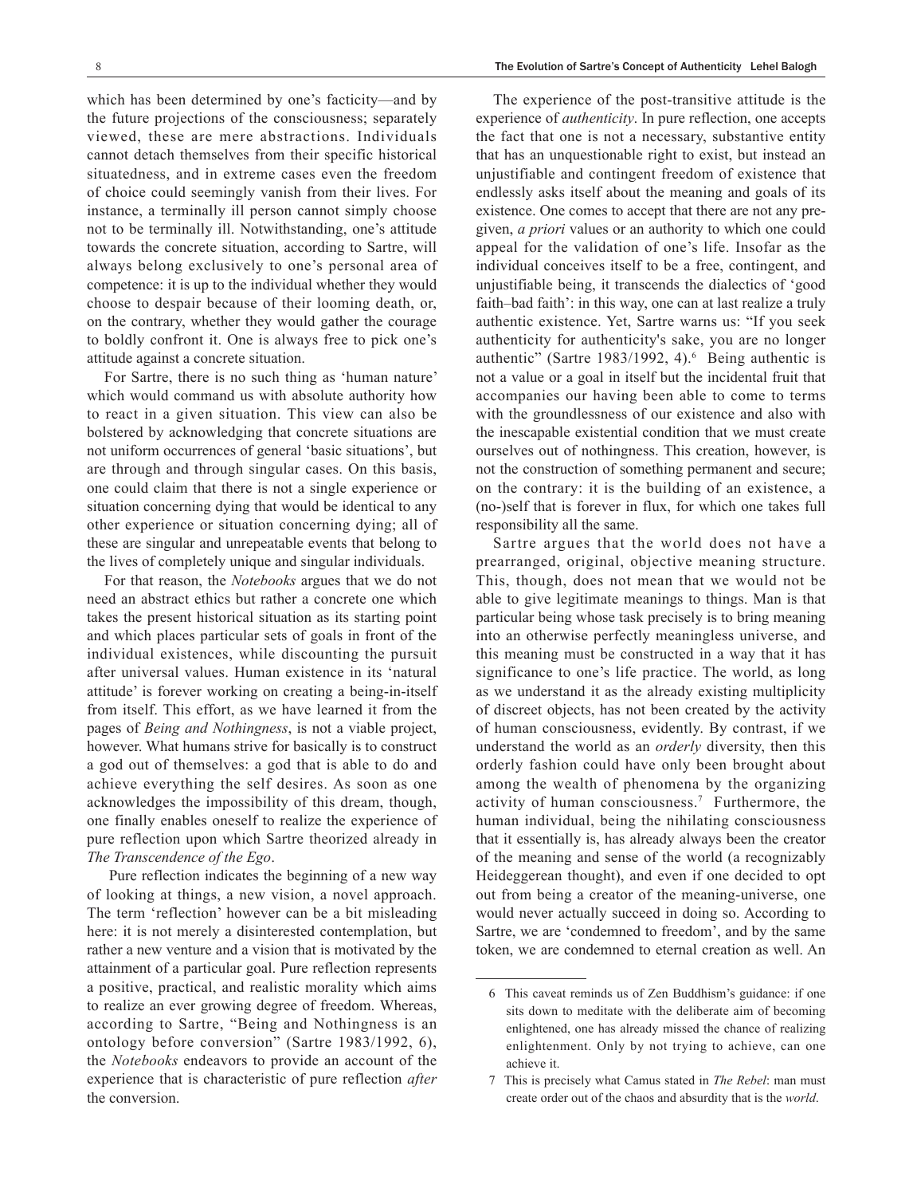which has been determined by one's facticity—and by the future projections of the consciousness; separately viewed, these are mere abstractions. Individuals cannot detach themselves from their specific historical situatedness, and in extreme cases even the freedom of choice could seemingly vanish from their lives. For instance, a terminally ill person cannot simply choose not to be terminally ill. Notwithstanding, one's attitude towards the concrete situation, according to Sartre, will always belong exclusively to one's personal area of competence: it is up to the individual whether they would choose to despair because of their looming death, or, on the contrary, whether they would gather the courage to boldly confront it. One is always free to pick one's attitude against a concrete situation.

For Sartre, there is no such thing as 'human nature' which would command us with absolute authority how to react in a given situation. This view can also be bolstered by acknowledging that concrete situations are not uniform occurrences of general 'basic situations', but are through and through singular cases. On this basis, one could claim that there is not a single experience or situation concerning dying that would be identical to any other experience or situation concerning dying; all of these are singular and unrepeatable events that belong to the lives of completely unique and singular individuals.

For that reason, the *Notebooks* argues that we do not need an abstract ethics but rather a concrete one which takes the present historical situation as its starting point and which places particular sets of goals in front of the individual existences, while discounting the pursuit after universal values. Human existence in its 'natural attitude' is forever working on creating a being-in-itself from itself. This effort, as we have learned it from the pages of *Being and Nothingness*, is not a viable project, however. What humans strive for basically is to construct a god out of themselves: a god that is able to do and achieve everything the self desires. As soon as one acknowledges the impossibility of this dream, though, one finally enables oneself to realize the experience of pure reflection upon which Sartre theorized already in *The Transcendence of the Ego*.

Pure reflection indicates the beginning of a new way of looking at things, a new vision, a novel approach. The term 'reflection' however can be a bit misleading here: it is not merely a disinterested contemplation, but rather a new venture and a vision that is motivated by the attainment of a particular goal. Pure reflection represents a positive, practical, and realistic morality which aims to realize an ever growing degree of freedom. Whereas, according to Sartre, "Being and Nothingness is an ontology before conversion" (Sartre 1983/1992, 6), the *Notebooks* endeavors to provide an account of the experience that is characteristic of pure reflection *after* the conversion.

The experience of the post-transitive attitude is the experience of *authenticity*. In pure reflection, one accepts the fact that one is not a necessary, substantive entity that has an unquestionable right to exist, but instead an unjustifiable and contingent freedom of existence that endlessly asks itself about the meaning and goals of its existence. One comes to accept that there are not any pre-given, *a priori* values or an authority to which one could appeal for the validation of one's life. Insofar as the individual conceives itself to be a free, contingent, and unjustifiable being, it transcends the dialectics of 'good faith–bad faith': in this way, one can at last realize a truly authentic existence. Yet, Sartre warns us: "If you seek authenticity for authenticity's sake, you are no longer authentic" (Sartre 1983/1992, 4).[6] Being authentic is not a value or a goal in itself but the incidental fruit that accompanies our having been able to come to terms with the groundlessness of our existence and also with the inescapable existential condition that we must create ourselves out of nothingness. This creation, however, is not the construction of something permanent and secure; on the contrary: it is the building of an existence, a (no-)self that is forever in flux, for which one takes full responsibility all the same.

Sartre argues that the world does not have a prearranged, original, objective meaning structure. This, though, does not mean that we would not be able to give legitimate meanings to things. Man is that particular being whose task precisely is to bring meaning into an otherwise perfectly meaningless universe, and this meaning must be constructed in a way that it has significance to one's life practice. The world, as long as we understand it as the already existing multiplicity of discreet objects, has not been created by the activity of human consciousness, evidently. By contrast, if we understand the world as an *orderly* diversity, then this orderly fashion could have only been brought about among the wealth of phenomena by the organizing activity of human consciousness.[7] Furthermore, the human individual, being the nihilating consciousness that it essentially is, has already always been the creator of the meaning and sense of the world (a recognizably Heideggerean thought), and even if one decided to opt out from being a creator of the meaning-universe, one would never actually succeed in doing so. According to Sartre, we are 'condemned to freedom', and by the same token, we are condemned to eternal creation as well. An

---

6 This caveat reminds us of Zen Buddhism's guidance: if one sits down to meditate with the deliberate aim of becoming enlightened, one has already missed the chance of realizing enlightenment. Only by not trying to achieve, can one achieve it.

7 This is precisely what Camus stated in *The Rebel*: man must create order out of the chaos and absurdity that is the *world*.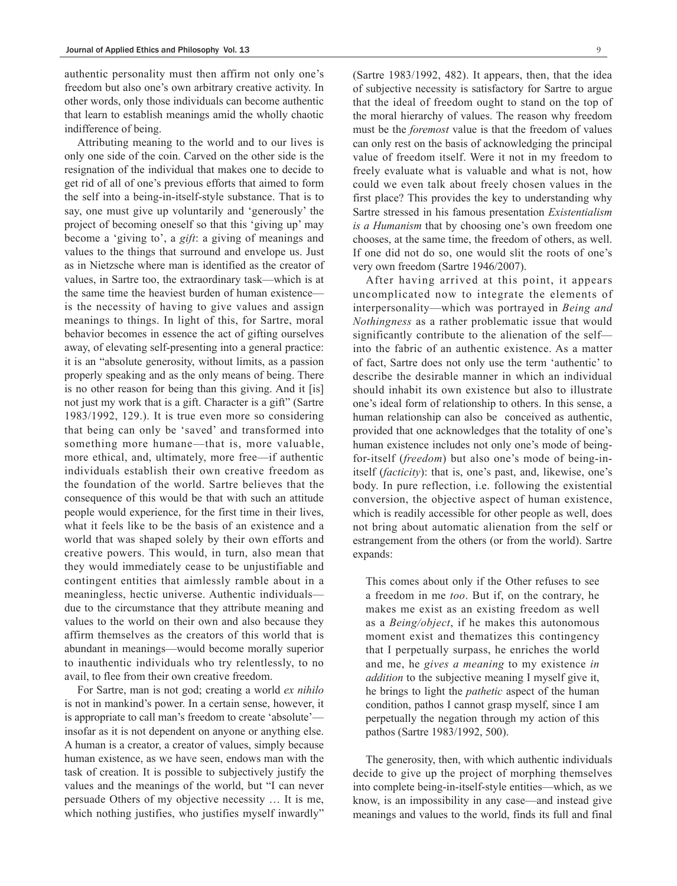authentic personality must then affirm not only one's freedom but also one's own arbitrary creative activity. In other words, only those individuals can become authentic that learn to establish meanings amid the wholly chaotic indifference of being.

Attributing meaning to the world and to our lives is only one side of the coin. Carved on the other side is the resignation of the individual that makes one to decide to get rid of all of one's previous efforts that aimed to form the self into a being-in-itself-style substance. That is to say, one must give up voluntarily and 'generously' the project of becoming oneself so that this 'giving up' may become a 'giving to', a *gift*: a giving of meanings and values to the things that surround and envelope us. Just as in Nietzsche where man is identified as the creator of values, in Sartre too, the extraordinary task—which is at the same time the heaviest burden of human existence—is the necessity of having to give values and assign meanings to things. In light of this, for Sartre, moral behavior becomes in essence the act of gifting ourselves away, of elevating self-presenting into a general practice: it is an "absolute generosity, without limits, as a passion properly speaking and as the only means of being. There is no other reason for being than this giving. And it [is] not just my work that is a gift. Character is a gift" (Sartre 1983/1992, 129.). It is true even more so considering that being can only be 'saved' and transformed into something more humane—that is, more valuable, more ethical, and, ultimately, more free—if authentic individuals establish their own creative freedom as the foundation of the world. Sartre believes that the consequence of this would be that with such an attitude people would experience, for the first time in their lives, what it feels like to be the basis of an existence and a world that was shaped solely by their own efforts and creative powers. This would, in turn, also mean that they would immediately cease to be unjustifiable and contingent entities that aimlessly ramble about in a meaningless, hectic universe. Authentic individuals—due to the circumstance that they attribute meaning and values to the world on their own and also because they affirm themselves as the creators of this world that is abundant in meanings—would become morally superior to inauthentic individuals who try relentlessly, to no avail, to flee from their own creative freedom.

For Sartre, man is not god; creating a world *ex nihilo* is not in mankind's power. In a certain sense, however, it is appropriate to call man's freedom to create 'absolute'—insofar as it is not dependent on anyone or anything else. A human is a creator, a creator of values, simply because human existence, as we have seen, endows man with the task of creation. It is possible to subjectively justify the values and the meanings of the world, but "I can never persuade Others of my objective necessity … It is me, which nothing justifies, who justifies myself inwardly" (Sartre 1983/1992, 482). It appears, then, that the idea of subjective necessity is satisfactory for Sartre to argue that the ideal of freedom ought to stand on the top of the moral hierarchy of values. The reason why freedom must be the *foremost* value is that the freedom of values can only rest on the basis of acknowledging the principal value of freedom itself. Were it not in my freedom to freely evaluate what is valuable and what is not, how could we even talk about freely chosen values in the first place? This provides the key to understanding why Sartre stressed in his famous presentation *Existentialism is a Humanism* that by choosing one's own freedom one chooses, at the same time, the freedom of others, as well. If one did not do so, one would slit the roots of one's very own freedom (Sartre 1946/2007).

After having arrived at this point, it appears uncomplicated now to integrate the elements of interpersonality—which was portrayed in *Being and Nothingness* as a rather problematic issue that would significantly contribute to the alienation of the self—into the fabric of an authentic existence. As a matter of fact, Sartre does not only use the term 'authentic' to describe the desirable manner in which an individual should inhabit its own existence but also to illustrate one's ideal form of relationship to others. In this sense, a human relationship can also be conceived as authentic, provided that one acknowledges that the totality of one's human existence includes not only one's mode of being-for-itself (*freedom*) but also one's mode of being-in-itself (*facticity*): that is, one's past, and, likewise, one's body. In pure reflection, i.e. following the existential conversion, the objective aspect of human existence, which is readily accessible for other people as well, does not bring about automatic alienation from the self or estrangement from the others (or from the world). Sartre expands:

> This comes about only if the Other refuses to see a freedom in me *too*. But if, on the contrary, he makes me exist as an existing freedom as well as a *Being/object*, if he makes this autonomous moment exist and thematizes this contingency that I perpetually surpass, he enriches the world and me, he *gives a meaning* to my existence *in addition* to the subjective meaning I myself give it, he brings to light the *pathetic* aspect of the human condition, pathos I cannot grasp myself, since I am perpetually the negation through my action of this pathos (Sartre 1983/1992, 500).

The generosity, then, with which authentic individuals decide to give up the project of morphing themselves into complete being-in-itself-style entities—which, as we know, is an impossibility in any case—and instead give meanings and values to the world, finds its full and final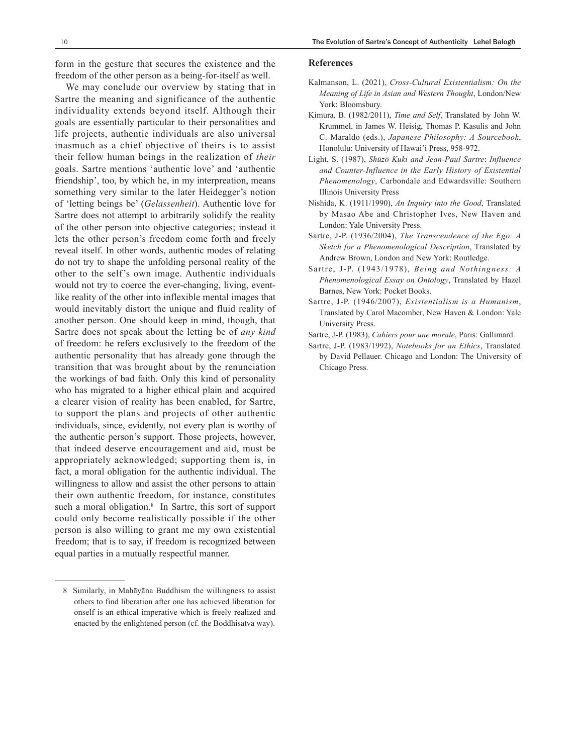form in the gesture that secures the existence and the freedom of the other person as a being-for-itself as well.

We may conclude our overview by stating that in Sartre the meaning and significance of the authentic individuality extends beyond itself. Although their goals are essentially particular to their personalities and life projects, authentic individuals are also universal inasmuch as a chief objective of theirs is to assist their fellow human beings in the realization of *their* goals. Sartre mentions 'authentic love' and 'authentic friendship', too, by which he, in my interpreation, means something very similar to the later Heidegger's notion of 'letting beings be' (*Gelassenheit*). Authentic love for Sartre does not attempt to arbitrarily solidify the reality of the other person into objective categories; instead it lets the other person's freedom come forth and freely reveal itself. In other words, authentic modes of relating do not try to shape the unfolding personal reality of the other to the self's own image. Authentic individuals would not try to coerce the ever-changing, living, event-like reality of the other into inflexible mental images that would inevitably distort the unique and fluid reality of another person. One should keep in mind, though, that Sartre does not speak about the letting be of *any kind* of freedom: he refers exclusively to the freedom of the authentic personality that has already gone through the transition that was brought about by the renunciation the workings of bad faith. Only this kind of personality who has migrated to a higher ethical plain and acquired a clearer vision of reality has been enabled, for Sartre, to support the plans and projects of other authentic individuals, since, evidently, not every plan is worthy of the authentic person's support. Those projects, however, that indeed deserve encouragement and aid, must be appropriately acknowledged; supporting them is, in fact, a moral obligation for the authentic individual. The willingness to allow and assist the other persons to attain their own authentic freedom, for instance, constitutes such a moral obligation.[8] In Sartre, this sort of support could only become realistically possible if the other person is also willing to grant me my own existential freedom; that is to say, if freedom is recognized between equal parties in a mutually respectful manner.

8 Similarly, in Mahāyāna Buddhism the willingness to assist others to find liberation after one has achieved liberation for onself is an ethical imperative which is freely realized and enacted by the enlightened person (cf. the Boddhisatva way).

## References

Kalmanson, L. (2021), *Cross-Cultural Existentialism: On the Meaning of Life in Asian and Western Thought*, London/New York: Bloomsbury.

Kimura, B. (1982/2011), *Time and Self*, Translated by John W. Krummel, in James W. Heisig, Thomas P. Kasulis and John C. Maraldo (eds.), *Japanese Philosophy: A Sourcebook*, Honolulu: University of Hawai'i Press, 958-972.

Light, S. (1987), *Shūzō Kuki and Jean-Paul Sartre*: *Influence and Counter-Influence in the Early History of Existential Phenomenology*, Carbondale and Edwardsville: Southern Illinois University Press

Nishida, K. (1911/1990), *An Inquiry into the Good*, Translated by Masao Abe and Christopher Ives, New Haven and London: Yale University Press.

Sartre, J-P. (1936/2004), *The Transcendence of the Ego: A Sketch for a Phenomenological Description*, Translated by Andrew Brown, London and New York: Routledge.

Sartre, J-P. (1943/1978), *Being and Nothingness: A Phenomenological Essay on Ontology*, Translated by Hazel Barnes, New York: Pocket Books.

Sartre, J-P. (1946/2007), *Existentialism is a Humanism*, Translated by Carol Macomber, New Haven & London: Yale University Press.

Sartre, J-P. (1983), *Cahiers pour une morale*, Paris: Gallimard.

Sartre, J-P. (1983/1992), *Notebooks for an Ethics*, Translated by David Pellauer. Chicago and London: The University of Chicago Press.